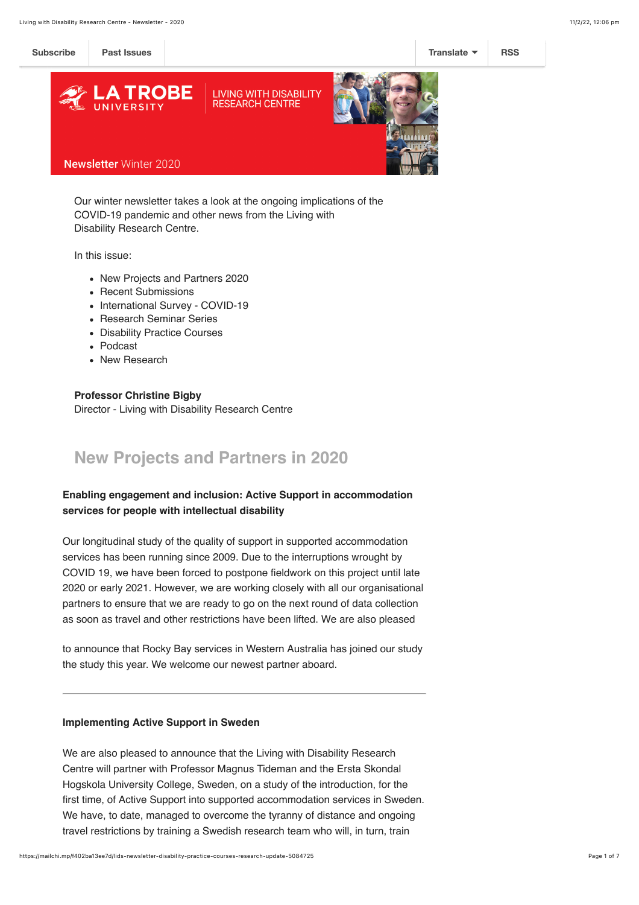Subscribe | Past Issues | Translate | RSS

LA TROBE UNIVERSITY | LIVING WITH DISABILITY RESEARCH CENTRE

**Newsletter** Winter 2020

Our winter newsletter takes a look at the ongoing implications of the COVID-19 pandemic and other news from the Living with Disability Research Centre.

In this issue:

- New Projects and Partners 2020
- Recent Submissions
- International Survey - COVID-19
- Research Seminar Series
- Disability Practice Courses
- Podcast
- New Research

**Professor Christine Bigby**
Director - Living with Disability Research Centre

## New Projects and Partners in 2020

**Enabling engagement and inclusion: Active Support in accommodation services for people with intellectual disability**

Our longitudinal study of the quality of support in supported accommodation services has been running since 2009. Due to the interruptions wrought by COVID 19, we have been forced to postpone fieldwork on this project until late 2020 or early 2021. However, we are working closely with all our organisational partners to ensure that we are ready to go on the next round of data collection as soon as travel and other restrictions have been lifted. We are also pleased

to announce that Rocky Bay services in Western Australia has joined our study the study this year. We welcome our newest partner aboard.

---

**Implementing Active Support in Sweden**

We are also pleased to announce that the Living with Disability Research Centre will partner with Professor Magnus Tideman and the Ersta Skondal Hogskola University College, Sweden, on a study of the introduction, for the first time, of Active Support into supported accommodation services in Sweden. We have, to date, managed to overcome the tyranny of distance and ongoing travel restrictions by training a Swedish research team who will, in turn, train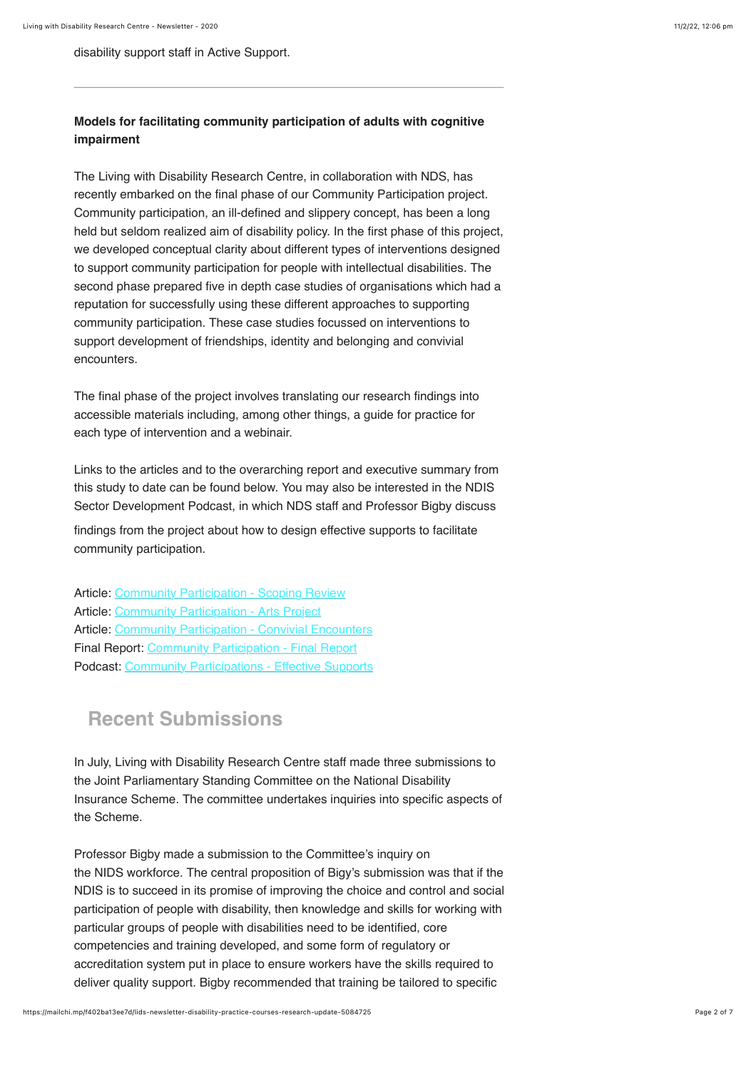disability support staff in Active Support.

---

**Models for facilitating community participation of adults with cognitive impairment**

The Living with Disability Research Centre, in collaboration with NDS, has recently embarked on the final phase of our Community Participation project. Community participation, an ill-defined and slippery concept, has been a long held but seldom realized aim of disability policy. In the first phase of this project, we developed conceptual clarity about different types of interventions designed to support community participation for people with intellectual disabilities. The second phase prepared five in depth case studies of organisations which had a reputation for successfully using these different approaches to supporting community participation. These case studies focussed on interventions to support development of friendships, identity and belonging and convivial encounters.

The final phase of the project involves translating our research findings into accessible materials including, among other things, a guide for practice for each type of intervention and a webinair.

Links to the articles and to the overarching report and executive summary from this study to date can be found below. You may also be interested in the NDIS Sector Development Podcast, in which NDS staff and Professor Bigby discuss findings from the project about how to design effective supports to facilitate community participation.

Article: Community Participation - Scoping Review
Article: Community Participation - Arts Project
Article: Community Participation - Convivial Encounters
Final Report: Community Participation - Final Report
Podcast: Community Participations - Effective Supports

## Recent Submissions

In July, Living with Disability Research Centre staff made three submissions to the Joint Parliamentary Standing Committee on the National Disability Insurance Scheme. The committee undertakes inquiries into specific aspects of the Scheme.

Professor Bigby made a submission to the Committee's inquiry on the NIDS workforce. The central proposition of Bigy's submission was that if the NDIS is to succeed in its promise of improving the choice and control and social participation of people with disability, then knowledge and skills for working with particular groups of people with disabilities need to be identified, core competencies and training developed, and some form of regulatory or accreditation system put in place to ensure workers have the skills required to deliver quality support. Bigby recommended that training be tailored to specific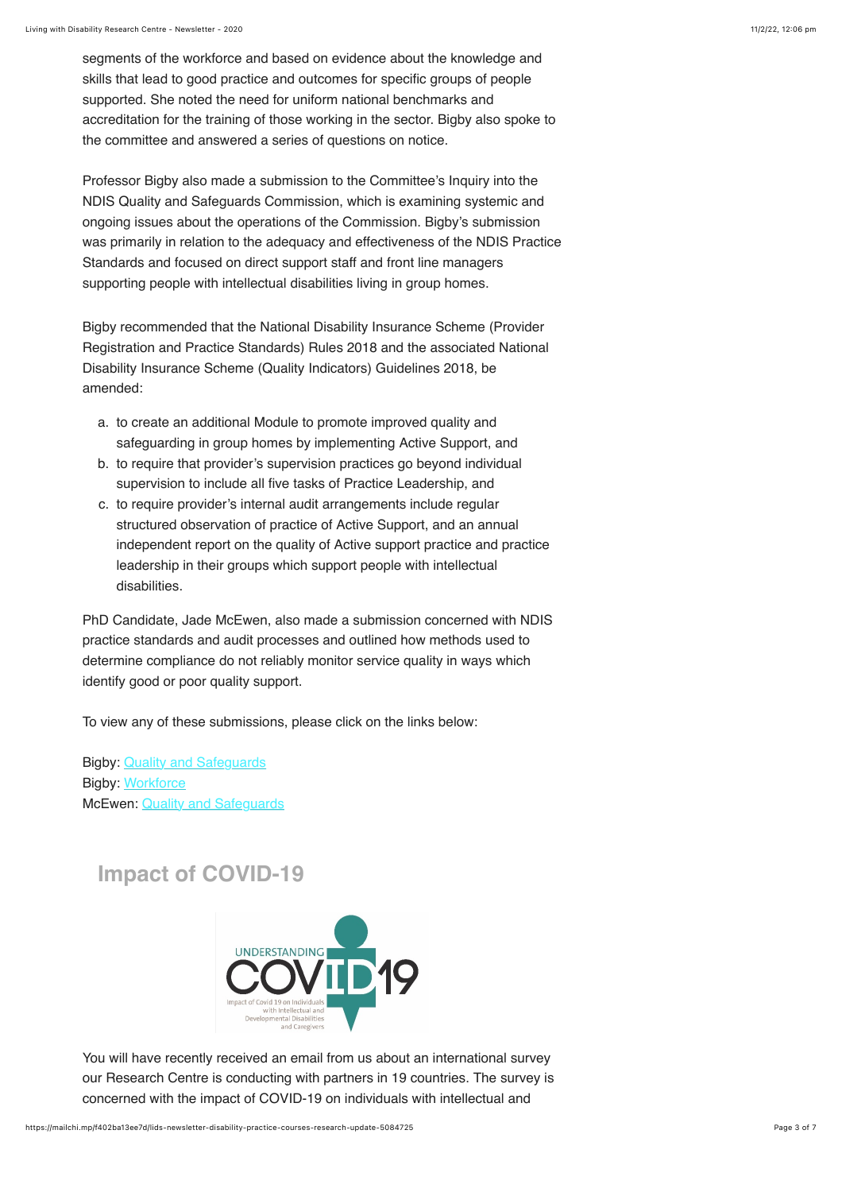segments of the workforce and based on evidence about the knowledge and skills that lead to good practice and outcomes for specific groups of people supported. She noted the need for uniform national benchmarks and accreditation for the training of those working in the sector. Bigby also spoke to the committee and answered a series of questions on notice.

Professor Bigby also made a submission to the Committee's Inquiry into the NDIS Quality and Safeguards Commission, which is examining systemic and ongoing issues about the operations of the Commission. Bigby's submission was primarily in relation to the adequacy and effectiveness of the NDIS Practice Standards and focused on direct support staff and front line managers supporting people with intellectual disabilities living in group homes.

Bigby recommended that the National Disability Insurance Scheme (Provider Registration and Practice Standards) Rules 2018 and the associated National Disability Insurance Scheme (Quality Indicators) Guidelines 2018, be amended:

a. to create an additional Module to promote improved quality and safeguarding in group homes by implementing Active Support, and
b. to require that provider's supervision practices go beyond individual supervision to include all five tasks of Practice Leadership, and
c. to require provider's internal audit arrangements include regular structured observation of practice of Active Support, and an annual independent report on the quality of Active support practice and practice leadership in their groups which support people with intellectual disabilities.

PhD Candidate, Jade McEwen, also made a submission concerned with NDIS practice standards and audit processes and outlined how methods used to determine compliance do not reliably monitor service quality in ways which identify good or poor quality support.

To view any of these submissions, please click on the links below:

Bigby: Quality and Safeguards
Bigby: Workforce
McEwen: Quality and Safeguards

## Impact of COVID-19

You will have recently received an email from us about an international survey our Research Centre is conducting with partners in 19 countries. The survey is concerned with the impact of COVID-19 on individuals with intellectual and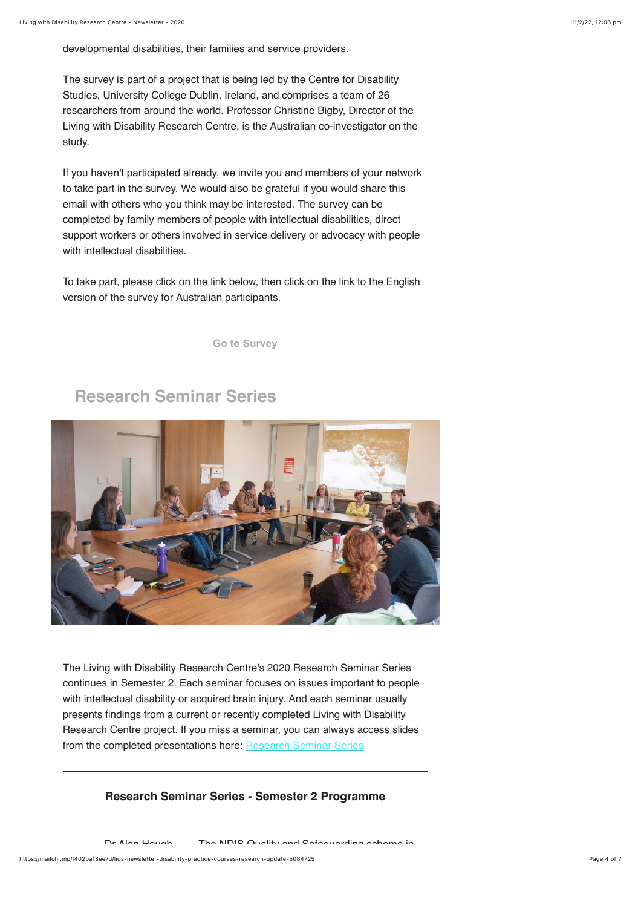developmental disabilities, their families and service providers.

The survey is part of a project that is being led by the Centre for Disability Studies, University College Dublin, Ireland, and comprises a team of 26 researchers from around the world. Professor Christine Bigby, Director of the Living with Disability Research Centre, is the Australian co-investigator on the study.

If you haven't participated already, we invite you and members of your network to take part in the survey. We would also be grateful if you would share this email with others who you think may be interested. The survey can be completed by family members of people with intellectual disabilities, direct support workers or others involved in service delivery or advocacy with people with intellectual disabilities.

To take part, please click on the link below, then click on the link to the English version of the survey for Australian participants.

Go to Survey

## Research Seminar Series

The Living with Disability Research Centre's 2020 Research Seminar Series continues in Semester 2. Each seminar focuses on issues important to people with intellectual disability or acquired brain injury. And each seminar usually presents findings from a current or recently completed Living with Disability Research Centre project. If you miss a seminar, you can always access slides from the completed presentations here: Research Seminar Series

### Research Seminar Series - Semester 2 Programme

Dr Alan Hough    The NDIS Quality and Safeguarding scheme in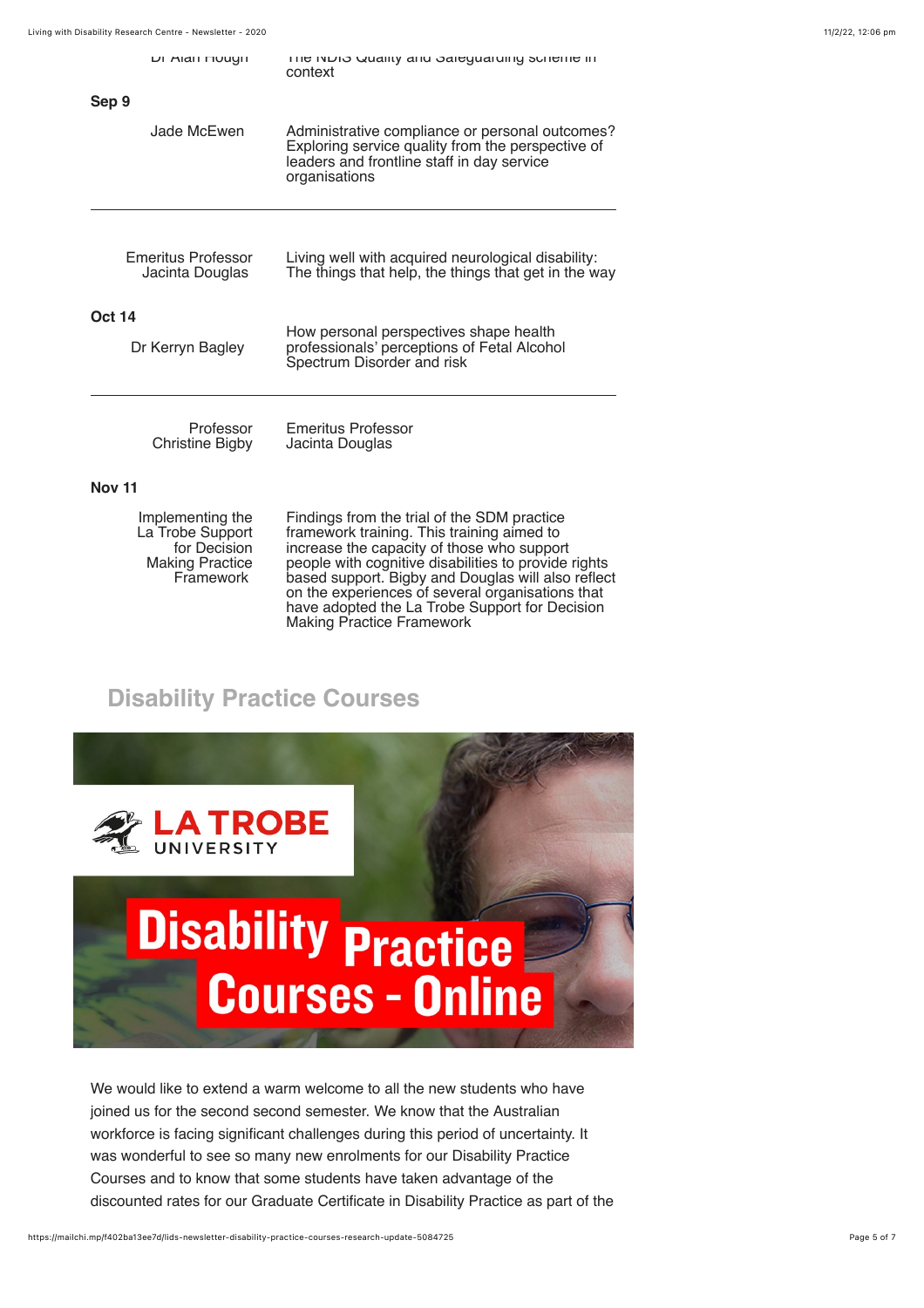| | | |
|---|---|---|
| | Dr Alan Hough | The NDIS Quality and Safeguarding scheme in context |
| **Sep 9** | | |
| | Jade McEwen | Administrative compliance or personal outcomes? Exploring service quality from the perspective of leaders and frontline staff in day service organisations |
| | Emeritus Professor Jacinta Douglas | Living well with acquired neurological disability: The things that help, the things that get in the way |
| **Oct 14** | | |
| | Dr Kerryn Bagley | How personal perspectives shape health professionals' perceptions of Fetal Alcohol Spectrum Disorder and risk |
| | Professor Christine Bigby | Emeritus Professor Jacinta Douglas |
| **Nov 11** | | |
| | Implementing the La Trobe Support for Decision Making Practice Framework | Findings from the trial of the SDM practice framework training. This training aimed to increase the capacity of those who support people with cognitive disabilities to provide rights based support. Bigby and Douglas will also reflect on the experiences of several organisations that have adopted the La Trobe Support for Decision Making Practice Framework |

## Disability Practice Courses

LA TROBE UNIVERSITY

Disability Practice Courses - Online

We would like to extend a warm welcome to all the new students who have joined us for the second second semester. We know that the Australian workforce is facing significant challenges during this period of uncertainty. It was wonderful to see so many new enrolments for our Disability Practice Courses and to know that some students have taken advantage of the discounted rates for our Graduate Certificate in Disability Practice as part of the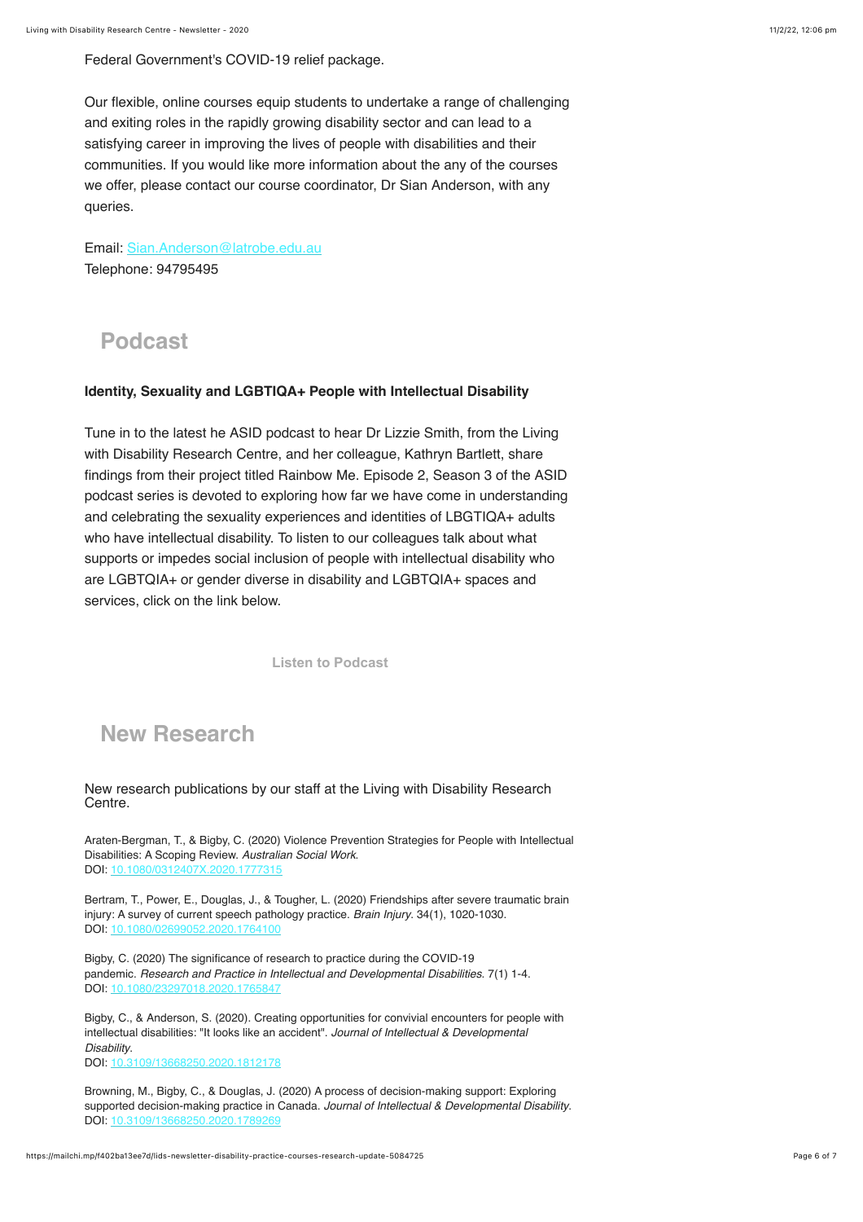Federal Government's COVID-19 relief package.

Our flexible, online courses equip students to undertake a range of challenging and exiting roles in the rapidly growing disability sector and can lead to a satisfying career in improving the lives of people with disabilities and their communities. If you would like more information about the any of the courses we offer, please contact our course coordinator, Dr Sian Anderson, with any queries.

Email: Sian.Anderson@latrobe.edu.au
Telephone: 94795495

## Podcast

**Identity, Sexuality and LGBTIQA+ People with Intellectual Disability**

Tune in to the latest he ASID podcast to hear Dr Lizzie Smith, from the Living with Disability Research Centre, and her colleague, Kathryn Bartlett, share findings from their project titled Rainbow Me. Episode 2, Season 3 of the ASID podcast series is devoted to exploring how far we have come in understanding and celebrating the sexuality experiences and identities of LBGTIQA+ adults who have intellectual disability. To listen to our colleagues talk about what supports or impedes social inclusion of people with intellectual disability who are LGBTQIA+ or gender diverse in disability and LGBTQIA+ spaces and services, click on the link below.

**Listen to Podcast**

## New Research

New research publications by our staff at the Living with Disability Research Centre.

Araten-Bergman, T., & Bigby, C. (2020) Violence Prevention Strategies for People with Intellectual Disabilities: A Scoping Review. *Australian Social Work*.
DOI: 10.1080/0312407X.2020.1777315

Bertram, T., Power, E., Douglas, J., & Tougher, L. (2020) Friendships after severe traumatic brain injury: A survey of current speech pathology practice. *Brain Injury*. 34(1), 1020-1030.
DOI: 10.1080/02699052.2020.1764100

Bigby, C. (2020) The significance of research to practice during the COVID-19 pandemic. *Research and Practice in Intellectual and Developmental Disabilities*. 7(1) 1-4.
DOI: 10.1080/23297018.2020.1765847

Bigby, C., & Anderson, S. (2020). Creating opportunities for convivial encounters for people with intellectual disabilities: "It looks like an accident". *Journal of Intellectual & Developmental Disability*.
DOI: 10.3109/13668250.2020.1812178

Browning, M., Bigby, C., & Douglas, J. (2020) A process of decision-making support: Exploring supported decision-making practice in Canada. *Journal of Intellectual & Developmental Disability*.
DOI: 10.3109/13668250.2020.1789269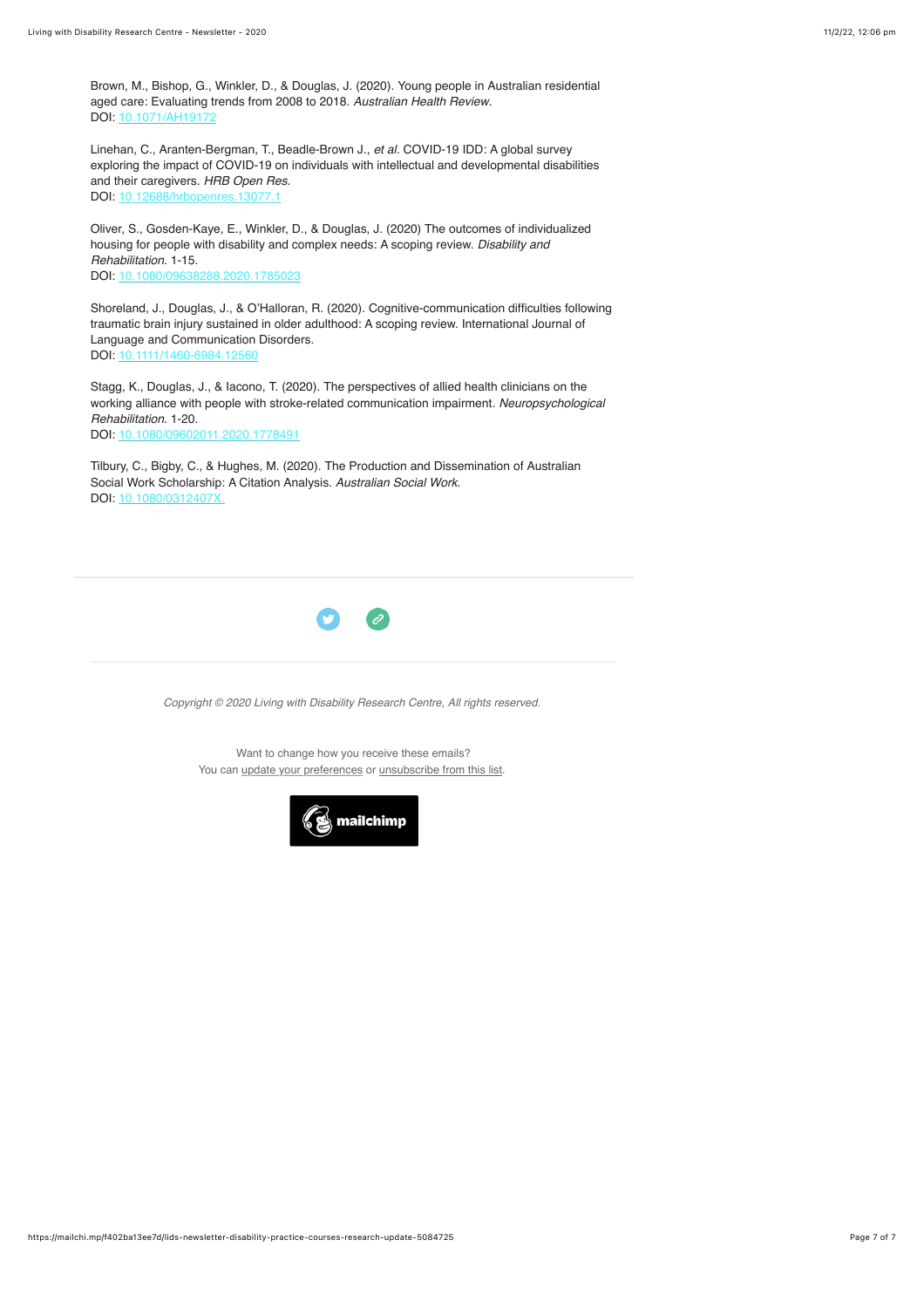Brown, M., Bishop, G., Winkler, D., & Douglas, J. (2020). Young people in Australian residential aged care: Evaluating trends from 2008 to 2018. *Australian Health Review.*
DOI: 10.1071/AH19172

Linehan, C., Aranten-Bergman, T., Beadle-Brown J., *et al.* COVID-19 IDD: A global survey exploring the impact of COVID-19 on individuals with intellectual and developmental disabilities and their caregivers. *HRB Open Res.*
DOI: 10.12688/hrbopenres.13077.1

Oliver, S., Gosden-Kaye, E., Winkler, D., & Douglas, J. (2020) The outcomes of individualized housing for people with disability and complex needs: A scoping review. *Disability and Rehabilitation*. 1-15.
DOI: 10.1080/09638288.2020.1785023

Shoreland, J., Douglas, J., & O'Halloran, R. (2020). Cognitive-communication difficulties following traumatic brain injury sustained in older adulthood: A scoping review. International Journal of Language and Communication Disorders.
DOI: 10.1111/1460-6984.12560

Stagg, K., Douglas, J., & Iacono, T. (2020). The perspectives of allied health clinicians on the working alliance with people with stroke-related communication impairment. *Neuropsychological Rehabilitation*. 1-20.
DOI: 10.1080/09602011.2020.1778491

Tilbury, C., Bigby, C., & Hughes, M. (2020). The Production and Dissemination of Australian Social Work Scholarship: A Citation Analysis. *Australian Social Work.*
DOI: 10.1080/0312407X.

---

*Copyright © 2020 Living with Disability Research Centre, All rights reserved.*

Want to change how you receive these emails?
You can update your preferences or unsubscribe from this list.